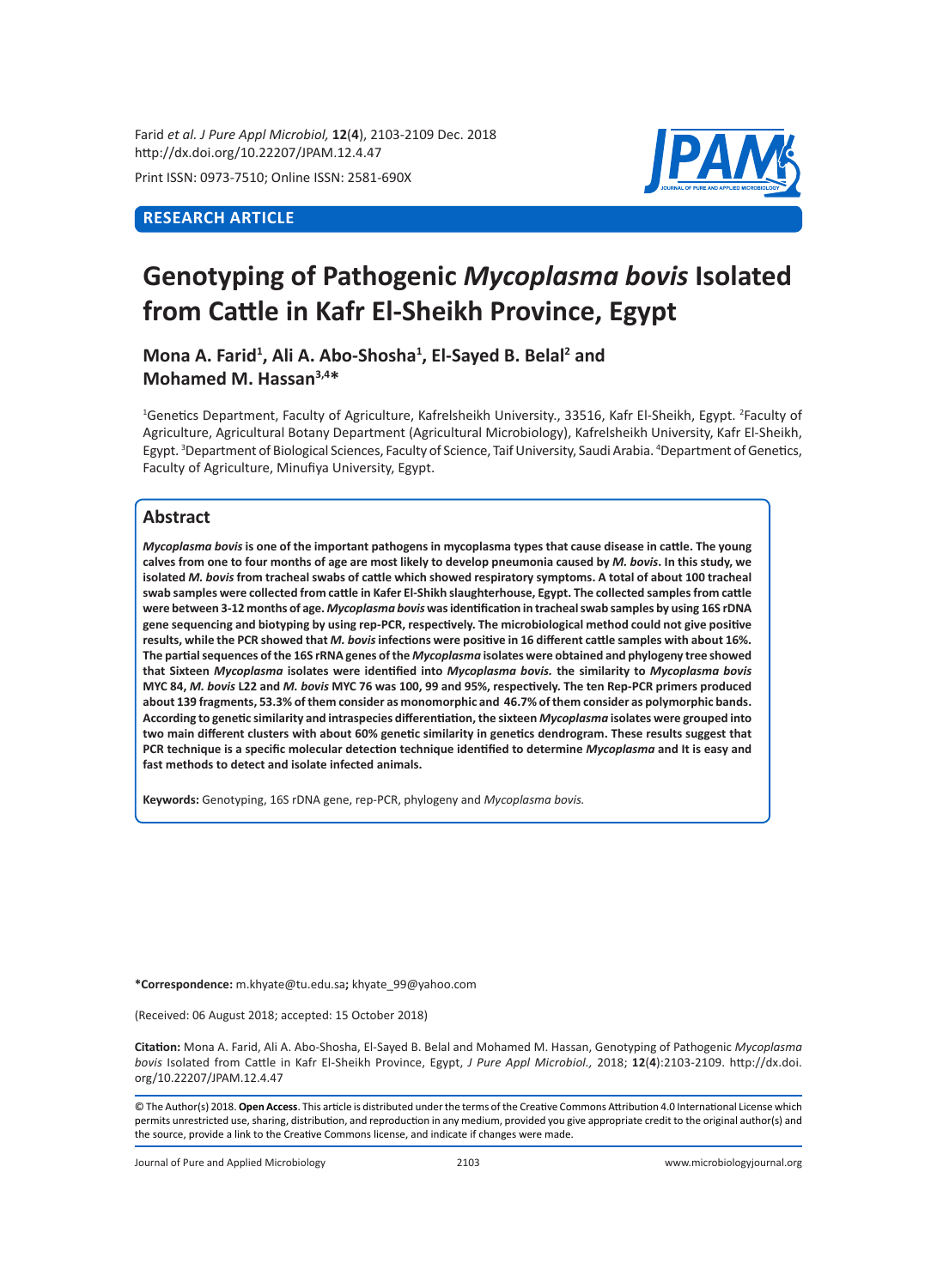Farid *et al. J Pure Appl Microbiol,* **12**(**4**), 2103-2109 Dec. 2018
http://dx.doi.org/10.22207/JPAM.12.4.47

Print ISSN: 0973-7510; Online ISSN: 2581-690X

**RESEARCH ARTICLE**

# Genotyping of Pathogenic *Mycoplasma bovis* Isolated from Cattle in Kafr El-Sheikh Province, Egypt

**Mona A. Farid[1], Ali A. Abo-Shosha[1], El-Sayed B. Belal[2] and Mohamed M. Hassan[3,4]***

[1]Genetics Department, Faculty of Agriculture, Kafrelsheikh University., 33516, Kafr El-Sheikh, Egypt. [2]Faculty of Agriculture, Agricultural Botany Department (Agricultural Microbiology), Kafrelsheikh University, Kafr El-Sheikh, Egypt. [3]Department of Biological Sciences, Faculty of Science, Taif University, Saudi Arabia. [4]Department of Genetics, Faculty of Agriculture, Minufiya University, Egypt.

## Abstract

***Mycoplasma bovis*** **is one of the important pathogens in mycoplasma types that cause disease in cattle. The young calves from one to four months of age are most likely to develop pneumonia caused by *M. bovis*. In this study, we isolated *M. bovis* from tracheal swabs of cattle which showed respiratory symptoms. A total of about 100 tracheal swab samples were collected from cattle in Kafer El-Shikh slaughterhouse, Egypt. The collected samples from cattle were between 3-12 months of age. *Mycoplasma bovis* was identification in tracheal swab samples by using 16S rDNA gene sequencing and biotyping by using rep-PCR, respectively. The microbiological method could not give positive results, while the PCR showed that *M. bovis* infections were positive in 16 different cattle samples with about 16%. The partial sequences of the 16S rRNA genes of the *Mycoplasma* isolates were obtained and phylogeny tree showed that Sixteen *Mycoplasma* isolates were identified into *Mycoplasma bovis.* the similarity to *Mycoplasma bovis* MYC 84, *M. bovis* L22 and *M. bovis* MYC 76 was 100, 99 and 95%, respectively. The ten Rep-PCR primers produced about 139 fragments, 53.3% of them consider as monomorphic and 46.7% of them consider as polymorphic bands. According to genetic similarity and intraspecies differentiation, the sixteen *Mycoplasma* isolates were grouped into two main different clusters with about 60% genetic similarity in genetics dendrogram. These results suggest that PCR technique is a specific molecular detection technique identified to determine *Mycoplasma* and It is easy and fast methods to detect and isolate infected animals.**

**Keywords:** Genotyping, 16S rDNA gene, rep-PCR, phylogeny and *Mycoplasma bovis.*

***Correspondence:** m.khyate@tu.edu.sa**;** khyate_99@yahoo.com

(Received: 06 August 2018; accepted: 15 October 2018)

**Citation:** Mona A. Farid, Ali A. Abo-Shosha, El-Sayed B. Belal and Mohamed M. Hassan, Genotyping of Pathogenic *Mycoplasma bovis* Isolated from Cattle in Kafr El-Sheikh Province, Egypt, *J Pure Appl Microbiol.,* 2018; **12**(**4**):2103-2109. http://dx.doi.org/10.22207/JPAM.12.4.47

© The Author(s) 2018. **Open Access**. This article is distributed under the terms of the Creative Commons Attribution 4.0 International License which permits unrestricted use, sharing, distribution, and reproduction in any medium, provided you give appropriate credit to the original author(s) and the source, provide a link to the Creative Commons license, and indicate if changes were made.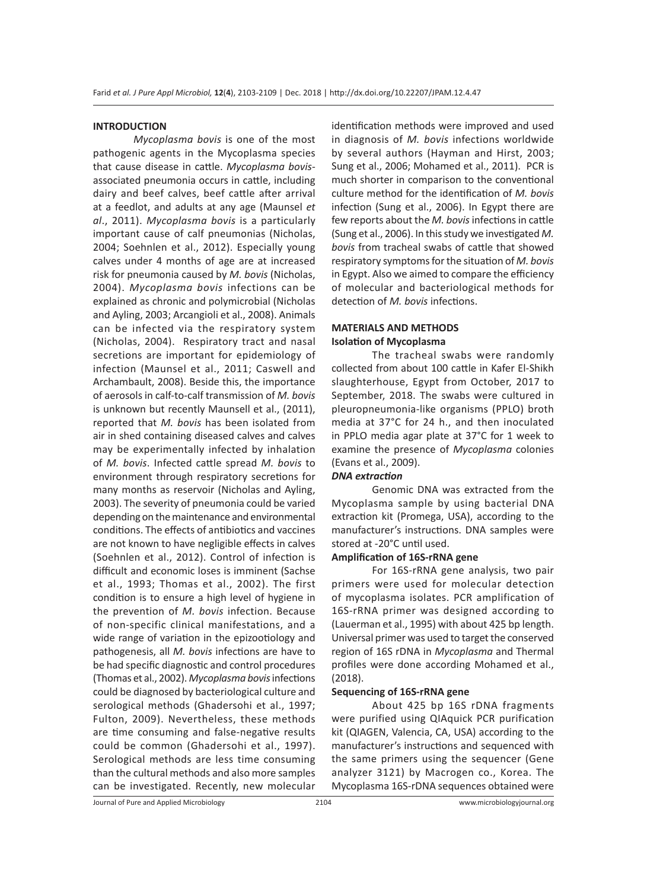## INTRODUCTION

*Mycoplasma bovis* is one of the most pathogenic agents in the Mycoplasma species that cause disease in cattle. *Mycoplasma bovis*-associated pneumonia occurs in cattle, including dairy and beef calves, beef cattle after arrival at a feedlot, and adults at any age (Maunsel *et al*., 2011). *Mycoplasma bovis* is a particularly important cause of calf pneumonias (Nicholas, 2004; Soehnlen et al., 2012). Especially young calves under 4 months of age are at increased risk for pneumonia caused by *M. bovis* (Nicholas, 2004). *Mycoplasma bovis* infections can be explained as chronic and polymicrobial (Nicholas and Ayling, 2003; Arcangioli et al., 2008). Animals can be infected via the respiratory system (Nicholas, 2004). Respiratory tract and nasal secretions are important for epidemiology of infection (Maunsel et al., 2011; Caswell and Archambault, 2008). Beside this, the importance of aerosols in calf-to-calf transmission of *M. bovis* is unknown but recently Maunsell et al., (2011), reported that *M. bovis* has been isolated from air in shed containing diseased calves and calves may be experimentally infected by inhalation of *M. bovis*. Infected cattle spread *M. bovis* to environment through respiratory secretions for many months as reservoir (Nicholas and Ayling, 2003). The severity of pneumonia could be varied depending on the maintenance and environmental conditions. The effects of antibiotics and vaccines are not known to have negligible effects in calves (Soehnlen et al., 2012). Control of infection is difficult and economic loses is imminent (Sachse et al., 1993; Thomas et al., 2002). The first condition is to ensure a high level of hygiene in the prevention of *M. bovis* infection. Because of non-specific clinical manifestations, and a wide range of variation in the epizootiology and pathogenesis, all *M. bovis* infections are have to be had specific diagnostic and control procedures (Thomas et al., 2002). *Mycoplasma bovis* infections could be diagnosed by bacteriological culture and serological methods (Ghadersohi et al., 1997; Fulton, 2009). Nevertheless, these methods are time consuming and false-negative results could be common (Ghadersohi et al., 1997). Serological methods are less time consuming than the cultural methods and also more samples can be investigated. Recently, new molecular identification methods were improved and used in diagnosis of *M. bovis* infections worldwide by several authors (Hayman and Hirst, 2003; Sung et al., 2006; Mohamed et al., 2011). PCR is much shorter in comparison to the conventional culture method for the identification of *M. bovis* infection (Sung et al., 2006). In Egypt there are few reports about the *M. bovis* infections in cattle (Sung et al., 2006). In this study we investigated *M. bovis* from tracheal swabs of cattle that showed respiratory symptoms for the situation of *M. bovis* in Egypt. Also we aimed to compare the efficiency of molecular and bacteriological methods for detection of *M. bovis* infections.

## MATERIALS AND METHODS

### Isolation of Mycoplasma

The tracheal swabs were randomly collected from about 100 cattle in Kafer El-Shikh slaughterhouse, Egypt from October, 2017 to September, 2018. The swabs were cultured in pleuropneumonia-like organisms (PPLO) broth media at 37°C for 24 h., and then inoculated in PPLO media agar plate at 37°C for 1 week to examine the presence of *Mycoplasma* colonies (Evans et al., 2009).

#### *DNA extraction*

Genomic DNA was extracted from the Mycoplasma sample by using bacterial DNA extraction kit (Promega, USA), according to the manufacturer's instructions. DNA samples were stored at -20°C until used.

### Amplification of 16S-rRNA gene

For 16S-rRNA gene analysis, two pair primers were used for molecular detection of mycoplasma isolates. PCR amplification of 16S-rRNA primer was designed according to (Lauerman et al., 1995) with about 425 bp length. Universal primer was used to target the conserved region of 16S rDNA in *Mycoplasma* and Thermal profiles were done according Mohamed et al., (2018).

### Sequencing of 16S-rRNA gene

About 425 bp 16S rDNA fragments were purified using QIAquick PCR purification kit (QIAGEN, Valencia, CA, USA) according to the manufacturer's instructions and sequenced with the same primers using the sequencer (Gene analyzer 3121) by Macrogen co., Korea. The Mycoplasma 16S-rDNA sequences obtained were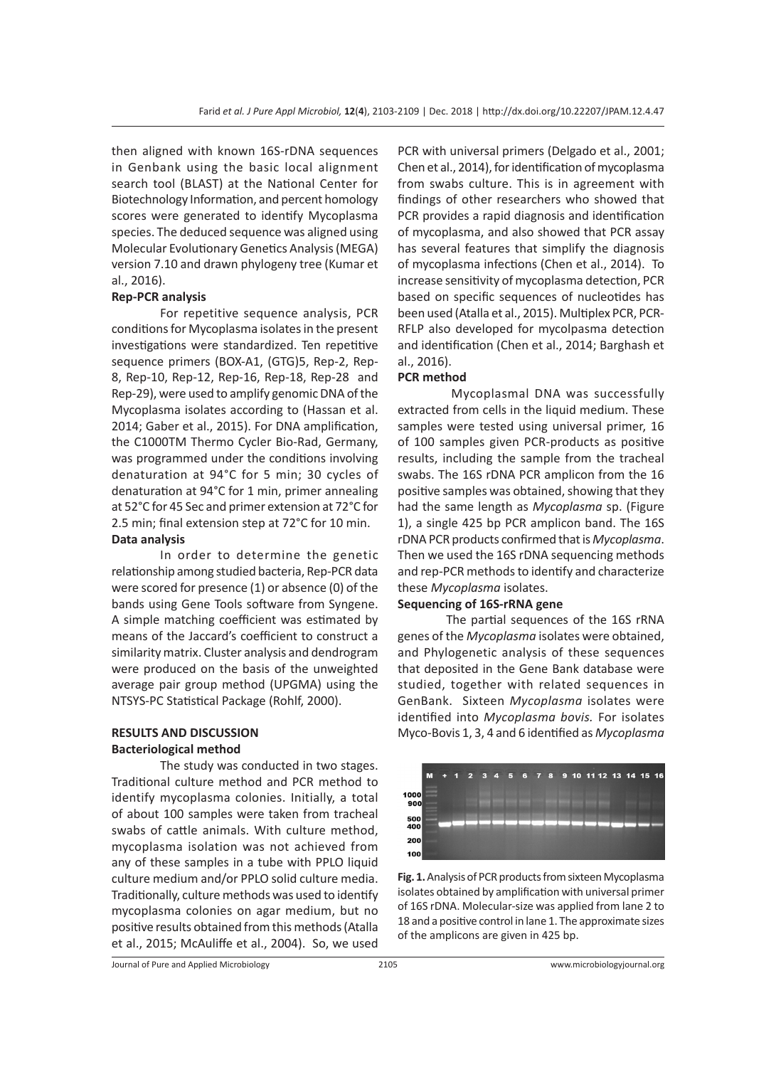then aligned with known 16S-rDNA sequences in Genbank using the basic local alignment search tool (BLAST) at the National Center for Biotechnology Information, and percent homology scores were generated to identify Mycoplasma species. The deduced sequence was aligned using Molecular Evolutionary Genetics Analysis (MEGA) version 7.10 and drawn phylogeny tree (Kumar et al., 2016).

**Rep-PCR analysis**

For repetitive sequence analysis, PCR conditions for Mycoplasma isolates in the present investigations were standardized. Ten repetitive sequence primers (BOX-A1, (GTG)5, Rep-2, Rep-8, Rep-10, Rep-12, Rep-16, Rep-18, Rep-28 and Rep-29), were used to amplify genomic DNA of the Mycoplasma isolates according to (Hassan et al. 2014; Gaber et al., 2015). For DNA amplification, the C1000TM Thermo Cycler Bio-Rad, Germany, was programmed under the conditions involving denaturation at 94°C for 5 min; 30 cycles of denaturation at 94°C for 1 min, primer annealing at 52°C for 45 Sec and primer extension at 72°C for 2.5 min; final extension step at 72°C for 10 min.

**Data analysis**

In order to determine the genetic relationship among studied bacteria, Rep-PCR data were scored for presence (1) or absence (0) of the bands using Gene Tools software from Syngene. A simple matching coefficient was estimated by means of the Jaccard's coefficient to construct a similarity matrix. Cluster analysis and dendrogram were produced on the basis of the unweighted average pair group method (UPGMA) using the NTSYS-PC Statistical Package (Rohlf, 2000).

## RESULTS AND DISCUSSION

**Bacteriological method**

The study was conducted in two stages. Traditional culture method and PCR method to identify mycoplasma colonies. Initially, a total of about 100 samples were taken from tracheal swabs of cattle animals. With culture method, mycoplasma isolation was not achieved from any of these samples in a tube with PPLO liquid culture medium and/or PPLO solid culture media. Traditionally, culture methods was used to identify mycoplasma colonies on agar medium, but no positive results obtained from this methods (Atalla et al., 2015; McAuliffe et al., 2004). So, we used PCR with universal primers (Delgado et al., 2001; Chen et al., 2014), for identification of mycoplasma from swabs culture. This is in agreement with findings of other researchers who showed that PCR provides a rapid diagnosis and identification of mycoplasma, and also showed that PCR assay has several features that simplify the diagnosis of mycoplasma infections (Chen et al., 2014). To increase sensitivity of mycoplasma detection, PCR based on specific sequences of nucleotides has been used (Atalla et al., 2015). Multiplex PCR, PCR-RFLP also developed for mycolpasma detection and identification (Chen et al., 2014; Barghash et al., 2016).

**PCR method**

Mycoplasmal DNA was successfully extracted from cells in the liquid medium. These samples were tested using universal primer, 16 of 100 samples given PCR-products as positive results, including the sample from the tracheal swabs. The 16S rDNA PCR amplicon from the 16 positive samples was obtained, showing that they had the same length as *Mycoplasma* sp. (Figure 1), a single 425 bp PCR amplicon band. The 16S rDNA PCR products confirmed that is *Mycoplasma*. Then we used the 16S rDNA sequencing methods and rep-PCR methods to identify and characterize these *Mycoplasma* isolates.

**Sequencing of 16S-rRNA gene**

The partial sequences of the 16S rRNA genes of the *Mycoplasma* isolates were obtained, and Phylogenetic analysis of these sequences that deposited in the Gene Bank database were studied, together with related sequences in GenBank. Sixteen *Mycoplasma* isolates were identified into *Mycoplasma bovis.* For isolates Myco-Bovis 1, 3, 4 and 6 identified as *Mycoplasma*

**Fig. 1.** Analysis of PCR products from sixteen Mycoplasma isolates obtained by amplification with universal primer of 16S rDNA. Molecular-size was applied from lane 2 to 18 and a positive control in lane 1. The approximate sizes of the amplicons are given in 425 bp.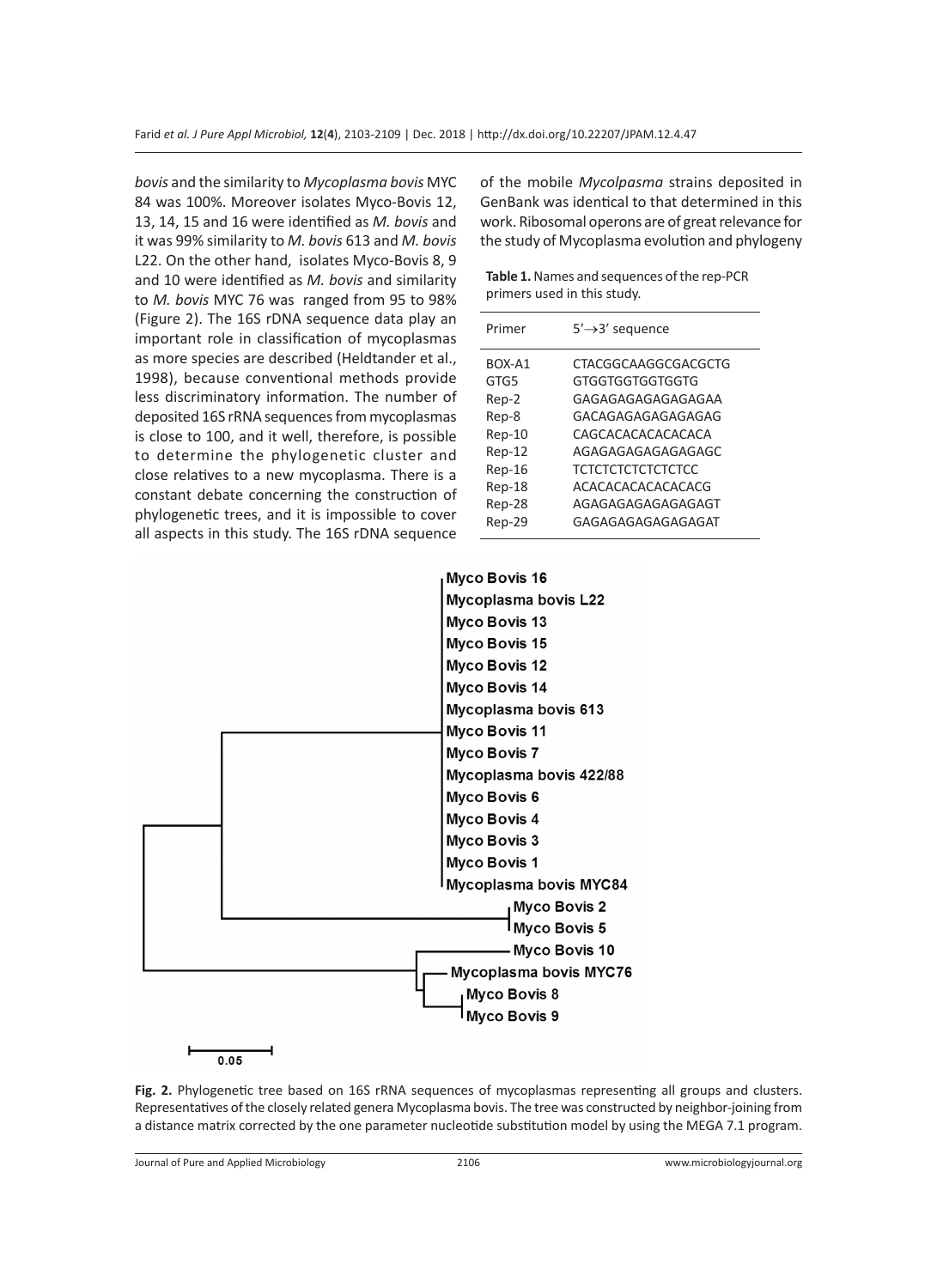*bovis* and the similarity to *Mycoplasma bovis* MYC 84 was 100%. Moreover isolates Myco-Bovis 12, 13, 14, 15 and 16 were identified as *M. bovis* and it was 99% similarity to *M. bovis* 613 and *M. bovis* L22. On the other hand, isolates Myco-Bovis 8, 9 and 10 were identified as *M. bovis* and similarity to *M. bovis* MYC 76 was ranged from 95 to 98% (Figure 2). The 16S rDNA sequence data play an important role in classification of mycoplasmas as more species are described (Heldtander et al., 1998), because conventional methods provide less discriminatory information. The number of deposited 16S rRNA sequences from mycoplasmas is close to 100, and it well, therefore, is possible to determine the phylogenetic cluster and close relatives to a new mycoplasma. There is a constant debate concerning the construction of phylogenetic trees, and it is impossible to cover all aspects in this study. The 16S rDNA sequence of the mobile *Mycolpasma* strains deposited in GenBank was identical to that determined in this work. Ribosomal operons are of great relevance for the study of Mycoplasma evolution and phylogeny

**Table 1.** Names and sequences of the rep-PCR primers used in this study.

| Primer | 5′→3′ sequence |
|---|---|
| BOX-A1 | CTACGGCAAGGCGACGCTG |
| GTG5 | GTGGTGGTGGTGGTG |
| Rep-2 | GAGAGAGAGAGAGAGAA |
| Rep-8 | GACAGAGAGAGAGAGAG |
| Rep-10 | CAGCACACACACACACA |
| Rep-12 | AGAGAGAGAGAGAGAGC |
| Rep-16 | TCTCTCTCTCTCTCTCC |
| Rep-18 | ACACACACACACACACG |
| Rep-28 | AGAGAGAGAGAGAGAGT |
| Rep-29 | GAGAGAGAGAGAGAGAT |

**Fig. 2.** Phylogenetic tree based on 16S rRNA sequences of mycoplasmas representing all groups and clusters. Representatives of the closely related genera Mycoplasma bovis. The tree was constructed by neighbor-joining from a distance matrix corrected by the one parameter nucleotide substitution model by using the MEGA 7.1 program.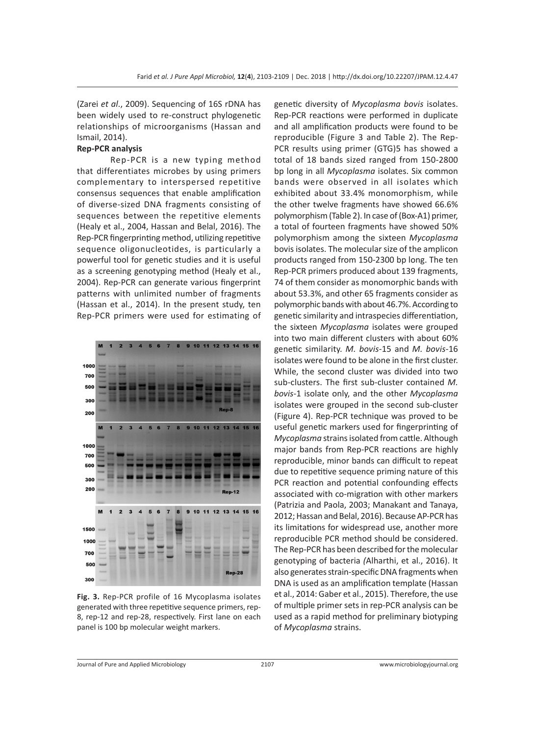(Zarei *et al*., 2009). Sequencing of 16S rDNA has been widely used to re-construct phylogenetic relationships of microorganisms (Hassan and Ismail, 2014).

**Rep-PCR analysis**

Rep-PCR is a new typing method that differentiates microbes by using primers complementary to interspersed repetitive consensus sequences that enable amplification of diverse-sized DNA fragments consisting of sequences between the repetitive elements (Healy et al., 2004, Hassan and Belal, 2016). The Rep-PCR fingerprinting method, utilizing repetitive sequence oligonucleotides, is particularly a powerful tool for genetic studies and it is useful as a screening genotyping method (Healy et al., 2004). Rep-PCR can generate various fingerprint patterns with unlimited number of fragments (Hassan et al., 2014). In the present study, ten Rep-PCR primers were used for estimating of genetic diversity of *Mycoplasma bovis* isolates. Rep-PCR reactions were performed in duplicate and all amplification products were found to be reproducible (Figure 3 and Table 2). The Rep-PCR results using primer (GTG)5 has showed a total of 18 bands sized ranged from 150-2800 bp long in all *Mycoplasma* isolates. Six common bands were observed in all isolates which exhibited about 33.4% monomorphism, while the other twelve fragments have showed 66.6% polymorphism (Table 2). In case of (Box-A1) primer, a total of fourteen fragments have showed 50% polymorphism among the sixteen *Mycoplasma* bovis isolates. The molecular size of the amplicon products ranged from 150-2300 bp long. The ten Rep-PCR primers produced about 139 fragments, 74 of them consider as monomorphic bands with about 53.3%, and other 65 fragments consider as polymorphic bands with about 46.7%. According to genetic similarity and intraspecies differentiation, the sixteen *Mycoplasma* isolates were grouped into two main different clusters with about 60% genetic similarity. *M. bovis*-15 and *M. bovis*-16 isolates were found to be alone in the first cluster. While, the second cluster was divided into two sub-clusters. The first sub-cluster contained *M. bovis*-1 isolate only, and the other *Mycoplasma* isolates were grouped in the second sub-cluster (Figure 4). Rep-PCR technique was proved to be useful genetic markers used for fingerprinting of *Mycoplasma* strains isolated from cattle. Although major bands from Rep-PCR reactions are highly reproducible, minor bands can difficult to repeat due to repetitive sequence priming nature of this PCR reaction and potential confounding effects associated with co-migration with other markers (Patrizia and Paola, 2003; Manakant and Tanaya, 2012; Hassan and Belal, 2016). Because AP-PCR has its limitations for widespread use, another more reproducible PCR method should be considered. The Rep-PCR has been described for the molecular genotyping of bacteria *(*Alharthi, et al., 2016). It also generates strain-specific DNA fragments when DNA is used as an amplification template (Hassan et al., 2014: Gaber et al., 2015). Therefore, the use of multiple primer sets in rep-PCR analysis can be used as a rapid method for preliminary biotyping of *Mycoplasma* strains.

**Fig. 3.** Rep-PCR profile of 16 Mycoplasma isolates generated with three repetitive sequence primers, rep-8, rep-12 and rep-28, respectively. First lane on each panel is 100 bp molecular weight markers.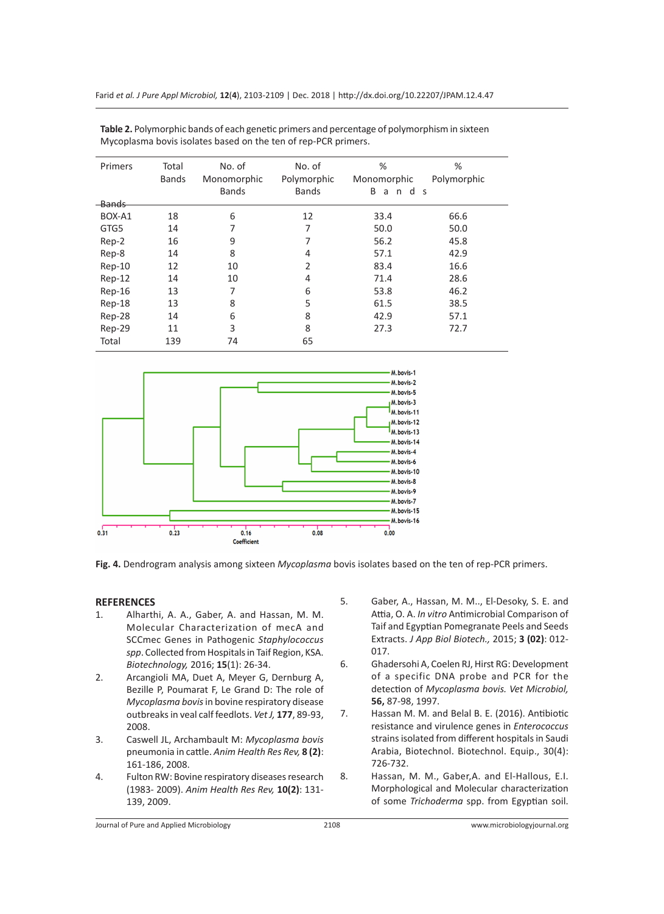**Table 2.** Polymorphic bands of each genetic primers and percentage of polymorphism in sixteen Mycoplasma bovis isolates based on the ten of rep-PCR primers.

| Primers | Total Bands | No. of Monomorphic Bands | No. of Polymorphic Bands | % Monomorphic Bands | % Polymorphic Bands |
|---|---|---|---|---|---|
| BOX-A1 | 18 | 6 | 12 | 33.4 | 66.6 |
| GTG5 | 14 | 7 | 7 | 50.0 | 50.0 |
| Rep-2 | 16 | 9 | 7 | 56.2 | 45.8 |
| Rep-8 | 14 | 8 | 4 | 57.1 | 42.9 |
| Rep-10 | 12 | 10 | 2 | 83.4 | 16.6 |
| Rep-12 | 14 | 10 | 4 | 71.4 | 28.6 |
| Rep-16 | 13 | 7 | 6 | 53.8 | 46.2 |
| Rep-18 | 13 | 8 | 5 | 61.5 | 38.5 |
| Rep-28 | 14 | 6 | 8 | 42.9 | 57.1 |
| Rep-29 | 11 | 3 | 8 | 27.3 | 72.7 |
| Total | 139 | 74 | 65 | | |

**Fig. 4.** Dendrogram analysis among sixteen *Mycoplasma* bovis isolates based on the ten of rep-PCR primers.

## REFERENCES

1. Alharthi, A. A., Gaber, A. and Hassan, M. M. Molecular Characterization of mecA and SCCmec Genes in Pathogenic *Staphylococcus spp*. Collected from Hospitals in Taif Region, KSA. *Biotechnology,* 2016; **15**(1): 26-34.
2. Arcangioli MA, Duet A, Meyer G, Dernburg A, Bezille P, Poumarat F, Le Grand D: The role of *Mycoplasma bovis* in bovine respiratory disease outbreaks in veal calf feedlots. *Vet J,* **177**, 89-93, 2008.
3. Caswell JL, Archambault M: *Mycoplasma bovis* pneumonia in cattle. *Anim Health Res Rev,* **8 (2)**: 161-186, 2008.
4. Fulton RW: Bovine respiratory diseases research (1983- 2009). *Anim Health Res Rev,* **10(2)**: 131-139, 2009.
5. Gaber, A., Hassan, M. M.., El-Desoky, S. E. and Attia, O. A. *In vitro* Antimicrobial Comparison of Taif and Egyptian Pomegranate Peels and Seeds Extracts. *J App Biol Biotech.,* 2015; **3 (02)**: 012-017.
6. Ghadersohi A, Coelen RJ, Hirst RG: Development of a specific DNA probe and PCR for the detection of *Mycoplasma bovis. Vet Microbiol,* **56,** 87-98, 1997.
7. Hassan M. M. and Belal B. E. (2016). Antibiotic resistance and virulence genes in *Enterococcus* strains isolated from different hospitals in Saudi Arabia, Biotechnol. Biotechnol. Equip., 30(4): 726-732.
8. Hassan, M. M., Gaber,A. and El-Hallous, E.I. Morphological and Molecular characterization of some *Trichoderma* spp. from Egyptian soil.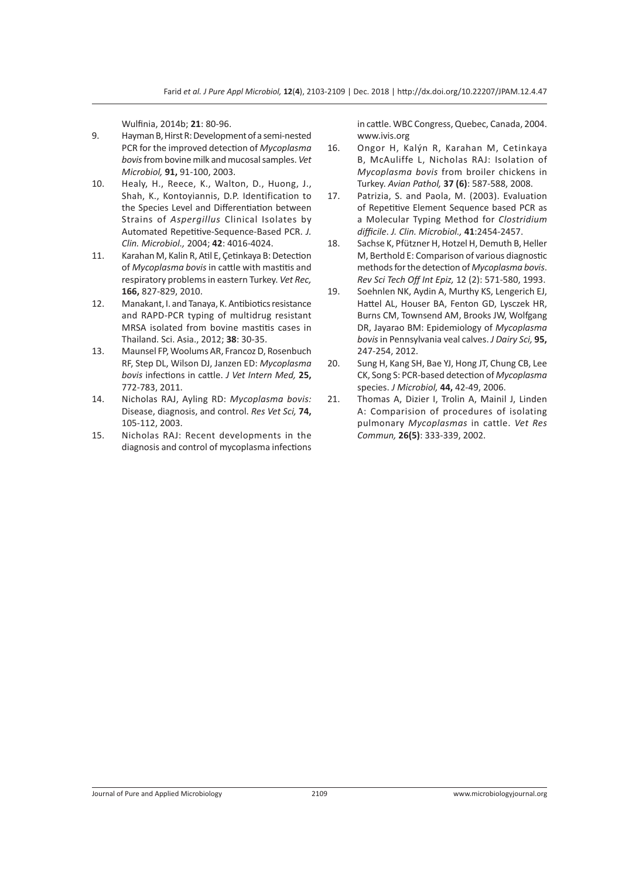Wulfinia, 2014b; **21**: 80-96.

9. Hayman B, Hirst R: Development of a semi-nested PCR for the improved detection of *Mycoplasma bovis* from bovine milk and mucosal samples. *Vet Microbiol,* **91,** 91-100, 2003.
10. Healy, H., Reece, K., Walton, D., Huong, J., Shah, K., Kontoyiannis, D.P. Identification to the Species Level and Differentiation between Strains of *Aspergillus* Clinical Isolates by Automated Repetitive-Sequence-Based PCR. *J. Clin. Microbiol.,* 2004; **42**: 4016-4024.
11. Karahan M, Kalin R, Atil E, Çetinkaya B: Detection of *Mycoplasma bovis* in cattle with mastitis and respiratory problems in eastern Turkey. *Vet Rec,* **166,** 827-829, 2010.
12. Manakant, I. and Tanaya, K. Antibiotics resistance and RAPD-PCR typing of multidrug resistant MRSA isolated from bovine mastitis cases in Thailand. Sci. Asia., 2012; **38**: 30-35.
13. Maunsel FP, Woolums AR, Francoz D, Rosenbuch RF, Step DL, Wilson DJ, Janzen ED: *Mycoplasma bovis* infections in cattle. *J Vet Intern Med,* **25,** 772-783, 2011.
14. Nicholas RAJ, Ayling RD: *Mycoplasma bovis:* Disease, diagnosis, and control. *Res Vet Sci,* **74,** 105-112, 2003.
15. Nicholas RAJ: Recent developments in the diagnosis and control of mycoplasma infections in cattle. WBC Congress, Quebec, Canada, 2004. www.ivis.org
16. Ongor H, Kalýn R, Karahan M, Cetinkaya B, McAuliffe L, Nicholas RAJ: Isolation of *Mycoplasma bovis* from broiler chickens in Turkey. *Avian Pathol,* **37 (6)**: 587-588, 2008.
17. Patrizia, S. and Paola, M. (2003). Evaluation of Repetitive Element Sequence based PCR as a Molecular Typing Method for *Clostridium difficile*. *J. Clin. Microbiol.,* **41**:2454-2457.
18. Sachse K, Pfützner H, Hotzel H, Demuth B, Heller M, Berthold E: Comparison of various diagnostic methods for the detection of *Mycoplasma bovis*. *Rev Sci Tech Off Int Epiz,* 12 (2): 571-580, 1993.
19. Soehnlen NK, Aydin A, Murthy KS, Lengerich EJ, Hattel AL, Houser BA, Fenton GD, Lysczek HR, Burns CM, Townsend AM, Brooks JW, Wolfgang DR, Jayarao BM: Epidemiology of *Mycoplasma bovis* in Pennsylvania veal calves. *J Dairy Sci,* **95,** 247-254, 2012.
20. Sung H, Kang SH, Bae YJ, Hong JT, Chung CB, Lee CK, Song S: PCR-based detection of *Mycoplasma* species. *J Microbiol,* **44,** 42-49, 2006.
21. Thomas A, Dizier I, Trolin A, Mainil J, Linden A: Comparision of procedures of isolating pulmonary *Mycoplasmas* in cattle. *Vet Res Commun,* **26(5)**: 333-339, 2002.